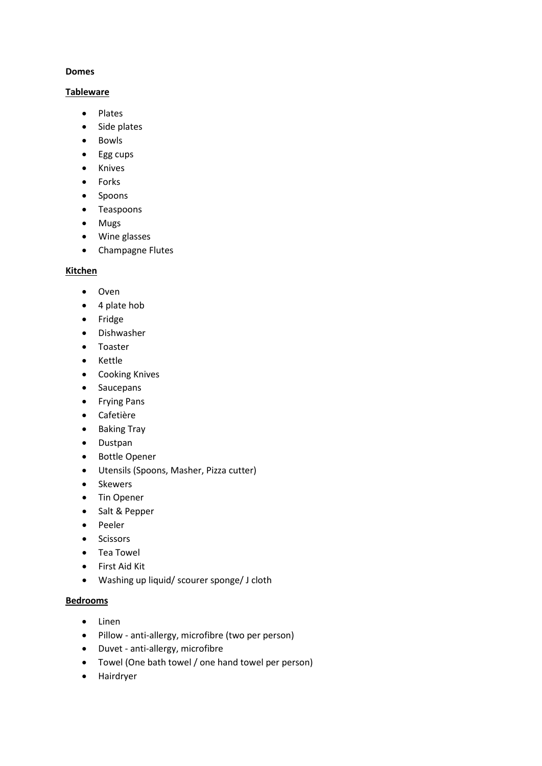**Domes**

**Tableware**

- Plates
- Side plates
- Bowls
- Egg cups
- Knives
- Forks
- Spoons
- Teaspoons
- Mugs
- Wine glasses
- Champagne Flutes

**Kitchen**

- Oven
- 4 plate hob
- Fridge
- Dishwasher
- Toaster
- Kettle
- Cooking Knives
- Saucepans
- Frying Pans
- Cafetière
- Baking Tray
- Dustpan
- Bottle Opener
- Utensils (Spoons, Masher, Pizza cutter)
- Skewers
- Tin Opener
- Salt & Pepper
- Peeler
- Scissors
- Tea Towel
- First Aid Kit
- Washing up liquid/ scourer sponge/ J cloth

**Bedrooms**

- Linen
- Pillow - anti-allergy, microfibre (two per person)
- Duvet - anti-allergy, microfibre
- Towel (One bath towel / one hand towel per person)
- Hairdryer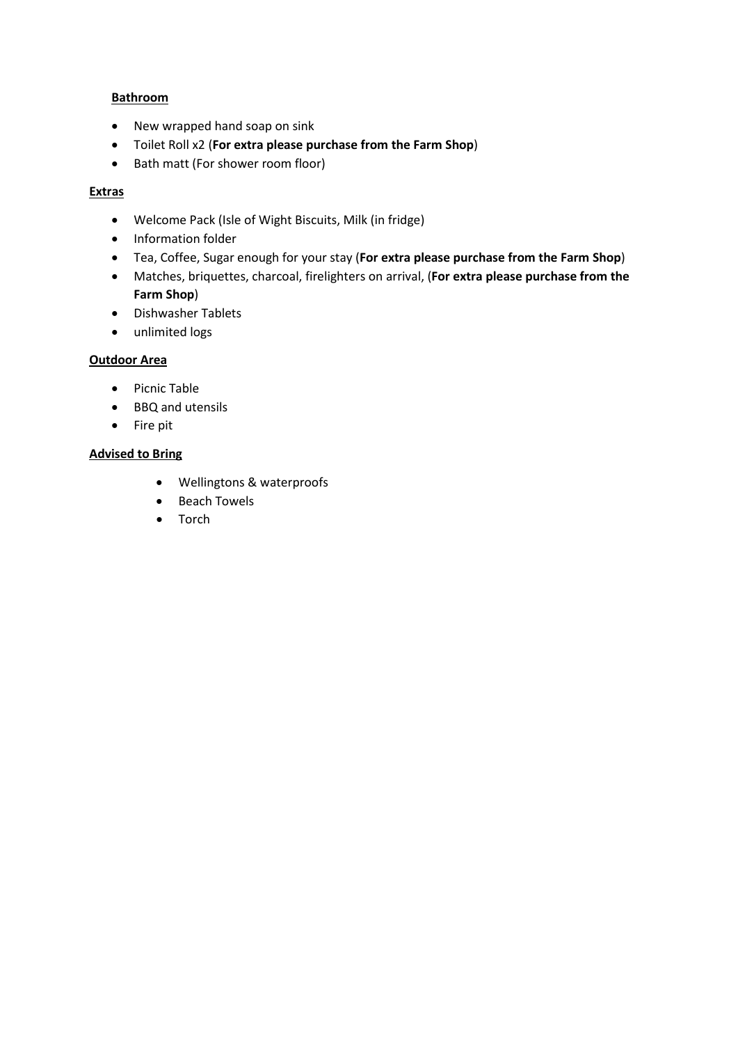**Bathroom**

- New wrapped hand soap on sink
- Toilet Roll x2 (**For extra please purchase from the Farm Shop**)
- Bath matt (For shower room floor)

**Extras**

- Welcome Pack (Isle of Wight Biscuits, Milk (in fridge)
- Information folder
- Tea, Coffee, Sugar enough for your stay (**For extra please purchase from the Farm Shop**)
- Matches, briquettes, charcoal, firelighters on arrival, (**For extra please purchase from the Farm Shop**)
- Dishwasher Tablets
- unlimited logs

**Outdoor Area**

- Picnic Table
- BBQ and utensils
- Fire pit

**Advised to Bring**

- Wellingtons & waterproofs
- Beach Towels
- Torch